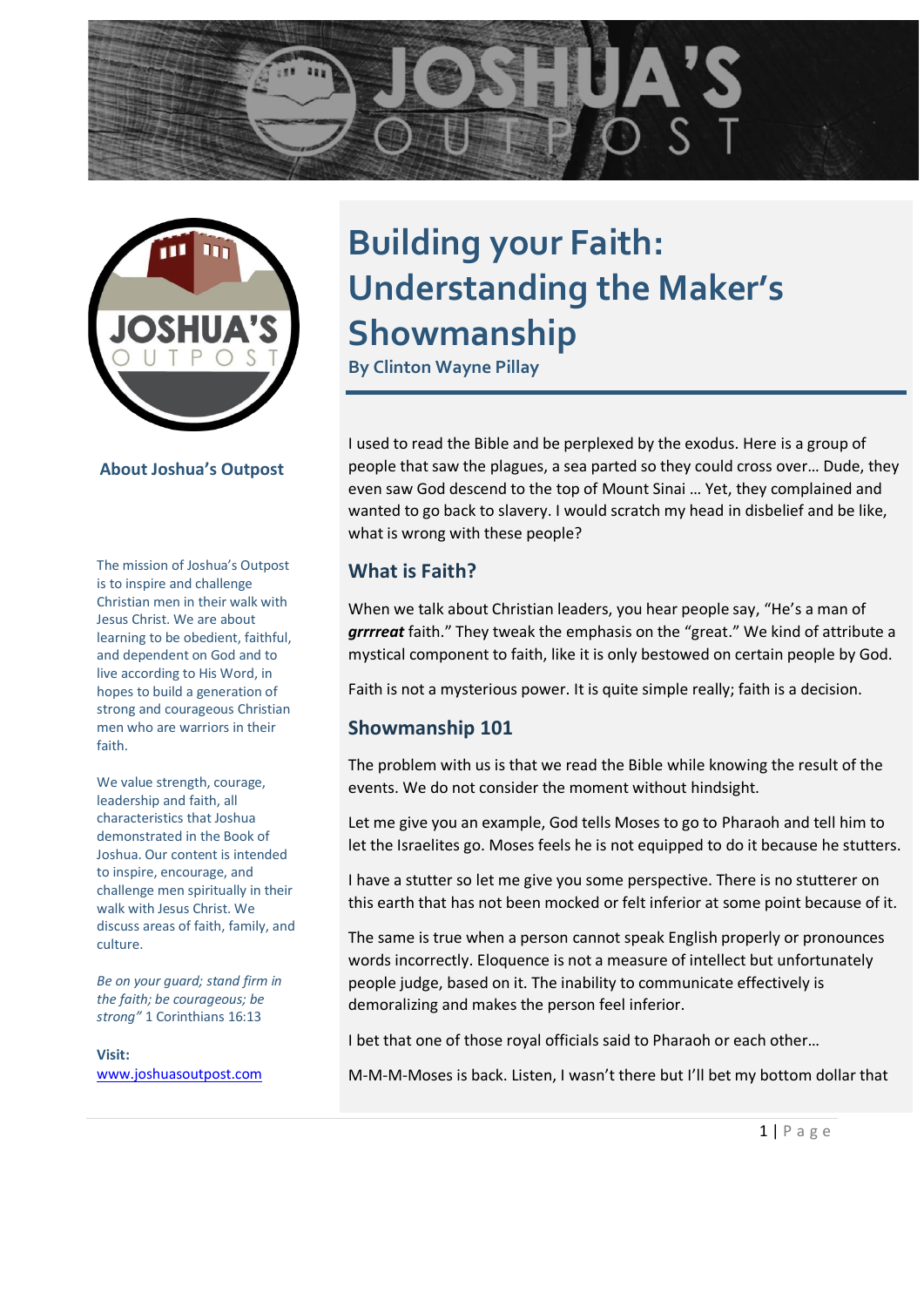# Building your Faith: Understanding the Maker's Showmanship

**By Clinton Wayne Pillay**

I used to read the Bible and be perplexed by the exodus. Here is a group of people that saw the plagues, a sea parted so they could cross over… Dude, they even saw God descend to the top of Mount Sinai … Yet, they complained and wanted to go back to slavery. I would scratch my head in disbelief and be like, what is wrong with these people?

## What is Faith?

When we talk about Christian leaders, you hear people say, "He's a man of ***grrrreat*** faith." They tweak the emphasis on the "great." We kind of attribute a mystical component to faith, like it is only bestowed on certain people by God.

Faith is not a mysterious power. It is quite simple really; faith is a decision.

## Showmanship 101

The problem with us is that we read the Bible while knowing the result of the events. We do not consider the moment without hindsight.

Let me give you an example, God tells Moses to go to Pharaoh and tell him to let the Israelites go. Moses feels he is not equipped to do it because he stutters.

I have a stutter so let me give you some perspective. There is no stutterer on this earth that has not been mocked or felt inferior at some point because of it.

The same is true when a person cannot speak English properly or pronounces words incorrectly. Eloquence is not a measure of intellect but unfortunately people judge, based on it. The inability to communicate effectively is demoralizing and makes the person feel inferior.

I bet that one of those royal officials said to Pharaoh or each other…

M-M-M-Moses is back. Listen, I wasn't there but I'll bet my bottom dollar that

### About Joshua's Outpost

The mission of Joshua's Outpost is to inspire and challenge Christian men in their walk with Jesus Christ. We are about learning to be obedient, faithful, and dependent on God and to live according to His Word, in hopes to build a generation of strong and courageous Christian men who are warriors in their faith.

We value strength, courage, leadership and faith, all characteristics that Joshua demonstrated in the Book of Joshua. Our content is intended to inspire, encourage, and challenge men spiritually in their walk with Jesus Christ. We discuss areas of faith, family, and culture.

*Be on your guard; stand firm in the faith; be courageous; be strong"* 1 Corinthians 16:13

**Visit:**
www.joshuasoutpost.com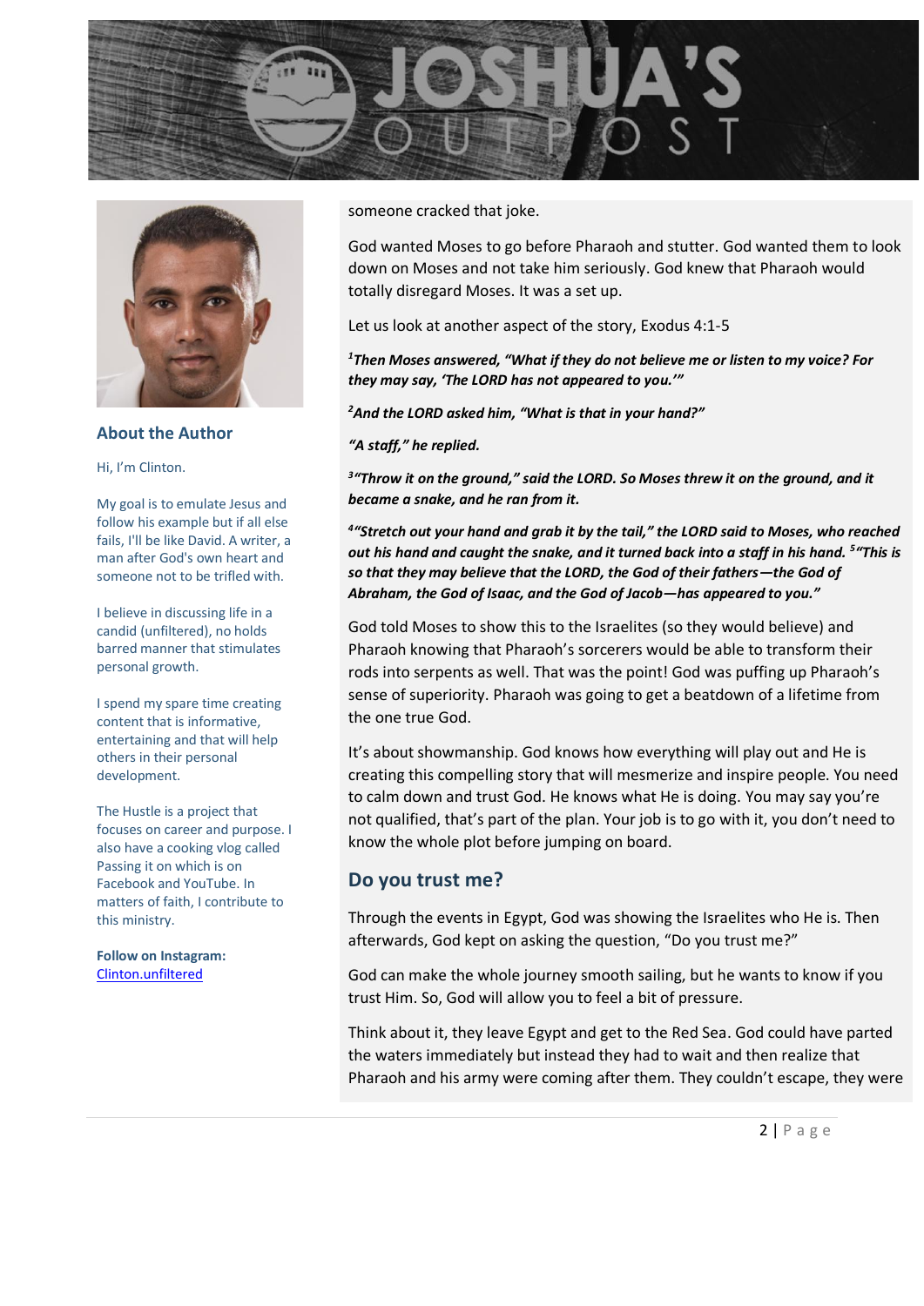## About the Author

Hi, I'm Clinton.

My goal is to emulate Jesus and follow his example but if all else fails, I'll be like David. A writer, a man after God's own heart and someone not to be trifled with.

I believe in discussing life in a candid (unfiltered), no holds barred manner that stimulates personal growth.

I spend my spare time creating content that is informative, entertaining and that will help others in their personal development.

The Hustle is a project that focuses on career and purpose. I also have a cooking vlog called Passing it on which is on Facebook and YouTube. In matters of faith, I contribute to this ministry.

**Follow on Instagram:**
Clinton.unfiltered

someone cracked that joke.

God wanted Moses to go before Pharaoh and stutter. God wanted them to look down on Moses and not take him seriously. God knew that Pharaoh would totally disregard Moses. It was a set up.

Let us look at another aspect of the story, Exodus 4:1-5

***[1]Then Moses answered, "What if they do not believe me or listen to my voice? For they may say, 'The LORD has not appeared to you.'"***

***[2]And the LORD asked him, "What is that in your hand?"***

***"A staff," he replied.***

***[3]"Throw it on the ground," said the LORD. So Moses threw it on the ground, and it became a snake, and he ran from it.***

***[4]"Stretch out your hand and grab it by the tail," the LORD said to Moses, who reached out his hand and caught the snake, and it turned back into a staff in his hand. [5]"This is so that they may believe that the LORD, the God of their fathers—the God of Abraham, the God of Isaac, and the God of Jacob—has appeared to you."***

God told Moses to show this to the Israelites (so they would believe) and Pharaoh knowing that Pharaoh's sorcerers would be able to transform their rods into serpents as well. That was the point! God was puffing up Pharaoh's sense of superiority. Pharaoh was going to get a beatdown of a lifetime from the one true God.

It's about showmanship. God knows how everything will play out and He is creating this compelling story that will mesmerize and inspire people. You need to calm down and trust God. He knows what He is doing. You may say you're not qualified, that's part of the plan. Your job is to go with it, you don't need to know the whole plot before jumping on board.

## Do you trust me?

Through the events in Egypt, God was showing the Israelites who He is. Then afterwards, God kept on asking the question, "Do you trust me?"

God can make the whole journey smooth sailing, but he wants to know if you trust Him. So, God will allow you to feel a bit of pressure.

Think about it, they leave Egypt and get to the Red Sea. God could have parted the waters immediately but instead they had to wait and then realize that Pharaoh and his army were coming after them. They couldn't escape, they were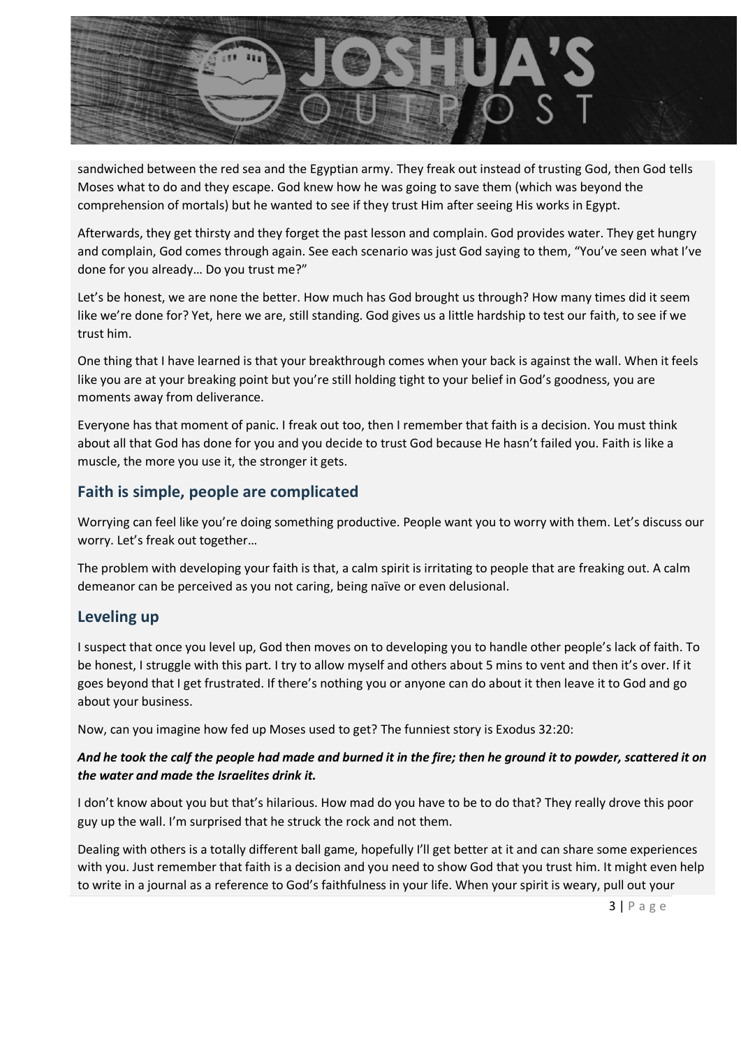sandwiched between the red sea and the Egyptian army. They freak out instead of trusting God, then God tells Moses what to do and they escape. God knew how he was going to save them (which was beyond the comprehension of mortals) but he wanted to see if they trust Him after seeing His works in Egypt.

Afterwards, they get thirsty and they forget the past lesson and complain. God provides water. They get hungry and complain, God comes through again. See each scenario was just God saying to them, "You've seen what I've done for you already… Do you trust me?"

Let's be honest, we are none the better. How much has God brought us through? How many times did it seem like we're done for? Yet, here we are, still standing. God gives us a little hardship to test our faith, to see if we trust him.

One thing that I have learned is that your breakthrough comes when your back is against the wall. When it feels like you are at your breaking point but you're still holding tight to your belief in God's goodness, you are moments away from deliverance.

Everyone has that moment of panic. I freak out too, then I remember that faith is a decision. You must think about all that God has done for you and you decide to trust God because He hasn't failed you. Faith is like a muscle, the more you use it, the stronger it gets.

## Faith is simple, people are complicated

Worrying can feel like you're doing something productive. People want you to worry with them. Let's discuss our worry. Let's freak out together…

The problem with developing your faith is that, a calm spirit is irritating to people that are freaking out. A calm demeanor can be perceived as you not caring, being naïve or even delusional.

## Leveling up

I suspect that once you level up, God then moves on to developing you to handle other people's lack of faith. To be honest, I struggle with this part. I try to allow myself and others about 5 mins to vent and then it's over. If it goes beyond that I get frustrated. If there's nothing you or anyone can do about it then leave it to God and go about your business.

Now, can you imagine how fed up Moses used to get? The funniest story is Exodus 32:20:

***And he took the calf the people had made and burned it in the fire; then he ground it to powder, scattered it on the water and made the Israelites drink it.***

I don't know about you but that's hilarious. How mad do you have to be to do that? They really drove this poor guy up the wall. I'm surprised that he struck the rock and not them.

Dealing with others is a totally different ball game, hopefully I'll get better at it and can share some experiences with you. Just remember that faith is a decision and you need to show God that you trust him. It might even help to write in a journal as a reference to God's faithfulness in your life. When your spirit is weary, pull out your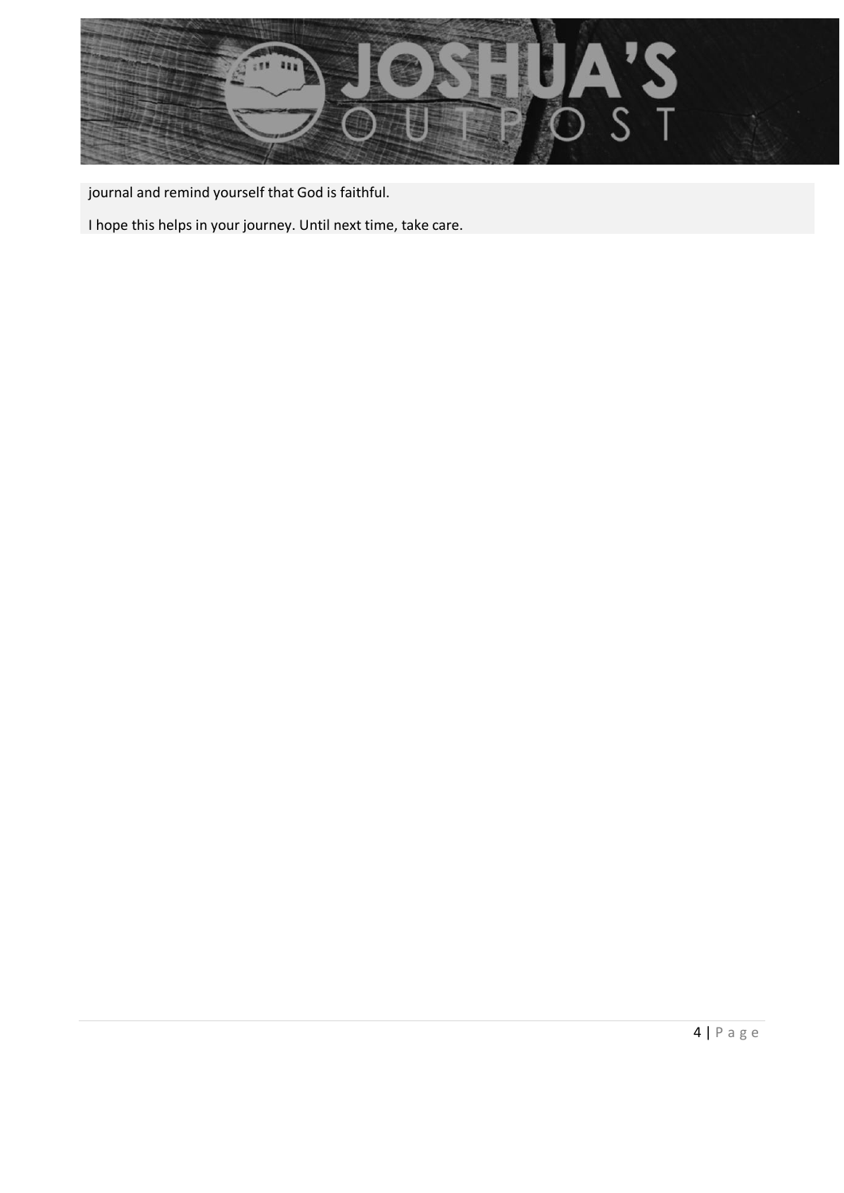journal and remind yourself that God is faithful.

I hope this helps in your journey. Until next time, take care.